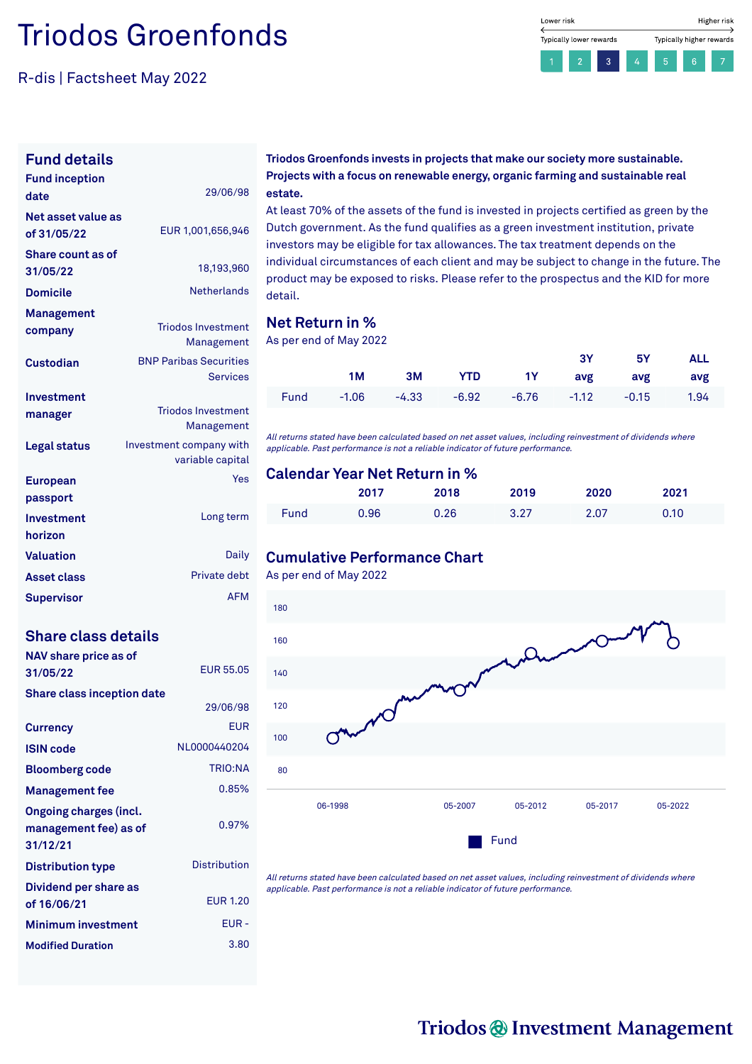# Triodos Groenfonds

R-dis | Factsheet May 2022

Lower risk — Higher risk
Typically lower rewards — Typically higher rewards

1 2 **3** 4 5 6 7

## Fund details

| | |
|---|---|
| **Fund inception date** | 29/06/98 |
| **Net asset value as of 31/05/22** | EUR 1,001,656,946 |
| **Share count as of 31/05/22** | 18,193,960 |
| **Domicile** | Netherlands |
| **Management company** | Triodos Investment Management |
| **Custodian** | BNP Paribas Securities Services |
| **Investment manager** | Triodos Investment Management |
| **Legal status** | Investment company with variable capital |
| **European passport** | Yes |
| **Investment horizon** | Long term |
| **Valuation** | Daily |
| **Asset class** | Private debt |
| **Supervisor** | AFM |

## Share class details

| | |
|---|---|
| **NAV share price as of 31/05/22** | EUR 55.05 |
| **Share class inception date** | 29/06/98 |
| **Currency** | EUR |
| **ISIN code** | NL0000440204 |
| **Bloomberg code** | TRIO:NA |
| **Management fee** | 0.85% |
| **Ongoing charges (incl. management fee) as of 31/12/21** | 0.97% |
| **Distribution type** | Distribution |
| **Dividend per share as of 16/06/21** | EUR 1.20 |
| **Minimum investment** | EUR - |
| **Modified Duration** | 3.80 |

**Triodos Groenfonds invests in projects that make our society more sustainable. Projects with a focus on renewable energy, organic farming and sustainable real estate.**

At least 70% of the assets of the fund is invested in projects certified as green by the Dutch government. As the fund qualifies as a green investment institution, private investors may be eligible for tax allowances. The tax treatment depends on the individual circumstances of each client and may be subject to change in the future. The product may be exposed to risks. Please refer to the prospectus and the KID for more detail.

## Net Return in %

As per end of May 2022

| | 1M | 3M | YTD | 1Y | 3Y avg | 5Y avg | ALL avg |
|---|---|---|---|---|---|---|---|
| Fund | -1.06 | -4.33 | -6.92 | -6.76 | -1.12 | -0.15 | 1.94 |

*All returns stated have been calculated based on net asset values, including reinvestment of dividends where applicable. Past performance is not a reliable indicator of future performance.*

## Calendar Year Net Return in %

| | 2017 | 2018 | 2019 | 2020 | 2021 |
|---|---|---|---|---|---|
| Fund | 0.96 | 0.26 | 3.27 | 2.07 | 0.10 |

## Cumulative Performance Chart

As per end of May 2022

Y-axis: 80, 100, 120, 140, 160, 180
X-axis: 06-1998, 05-2007, 05-2012, 05-2017, 05-2022

Fund

*All returns stated have been calculated based on net asset values, including reinvestment of dividends where applicable. Past performance is not a reliable indicator of future performance.*

Triodos Investment Management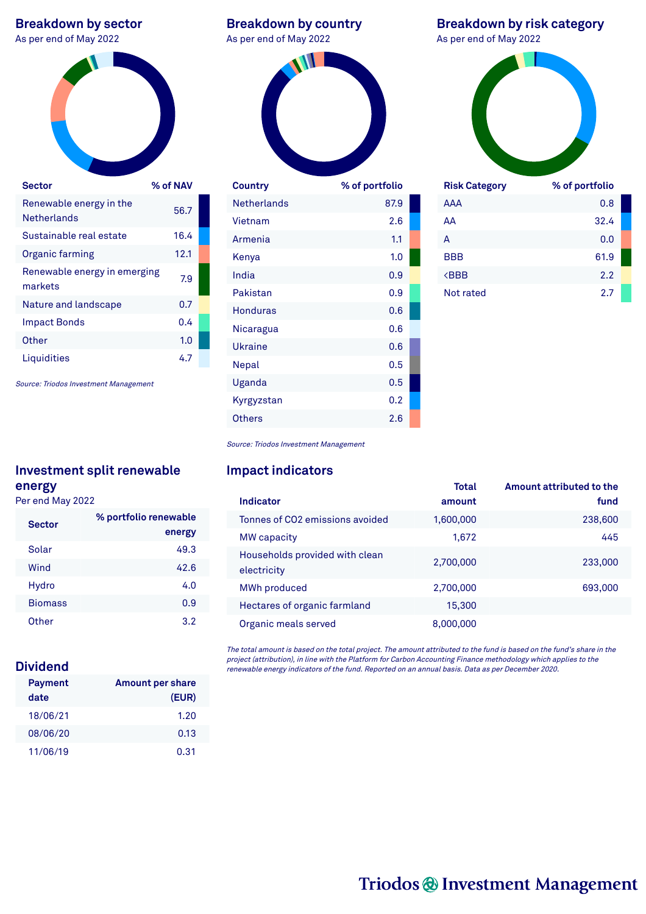## Breakdown by sector

As per end of May 2022

| Sector | % of NAV |
|---|---|
| Renewable energy in the Netherlands | 56.7 |
| Sustainable real estate | 16.4 |
| Organic farming | 12.1 |
| Renewable energy in emerging markets | 7.9 |
| Nature and landscape | 0.7 |
| Impact Bonds | 0.4 |
| Other | 1.0 |
| Liquidities | 4.7 |

*Source: Triodos Investment Management*

## Breakdown by country

As per end of May 2022

| Country | % of portfolio |
|---|---|
| Netherlands | 87.9 |
| Vietnam | 2.6 |
| Armenia | 1.1 |
| Kenya | 1.0 |
| India | 0.9 |
| Pakistan | 0.9 |
| Honduras | 0.6 |
| Nicaragua | 0.6 |
| Ukraine | 0.6 |
| Nepal | 0.5 |
| Uganda | 0.5 |
| Kyrgyzstan | 0.2 |
| Others | 2.6 |

*Source: Triodos Investment Management*

## Breakdown by risk category

As per end of May 2022

| Risk Category | % of portfolio |
|---|---|
| AAA | 0.8 |
| AA | 32.4 |
| A | 0.0 |
| BBB | 61.9 |
| <BBB | 2.2 |
| Not rated | 2.7 |

## Investment split renewable energy

Per end May 2022

| Sector | % portfolio renewable energy |
|---|---|
| Solar | 49.3 |
| Wind | 42.6 |
| Hydro | 4.0 |
| Biomass | 0.9 |
| Other | 3.2 |

## Dividend

| Payment date | Amount per share (EUR) |
|---|---|
| 18/06/21 | 1.20 |
| 08/06/20 | 0.13 |
| 11/06/19 | 0.31 |

## Impact indicators

| Indicator | Total amount | Amount attributed to the fund |
|---|---|---|
| Tonnes of $CO_2$ emissions avoided | 1,600,000 | 238,600 |
| MW capacity | 1,672 | 445 |
| Households provided with clean electricity | 2,700,000 | 233,000 |
| MWh produced | 2,700,000 | 693,000 |
| Hectares of organic farmland | 15,300 | |
| Organic meals served | 8,000,000 | |

*The total amount is based on the total project. The amount attributed to the fund is based on the fund's share in the project (attribution), in line with the Platform for Carbon Accounting Finance methodology which applies to the renewable energy indicators of the fund. Reported on an annual basis. Data as per December 2020.*

Triodos Investment Management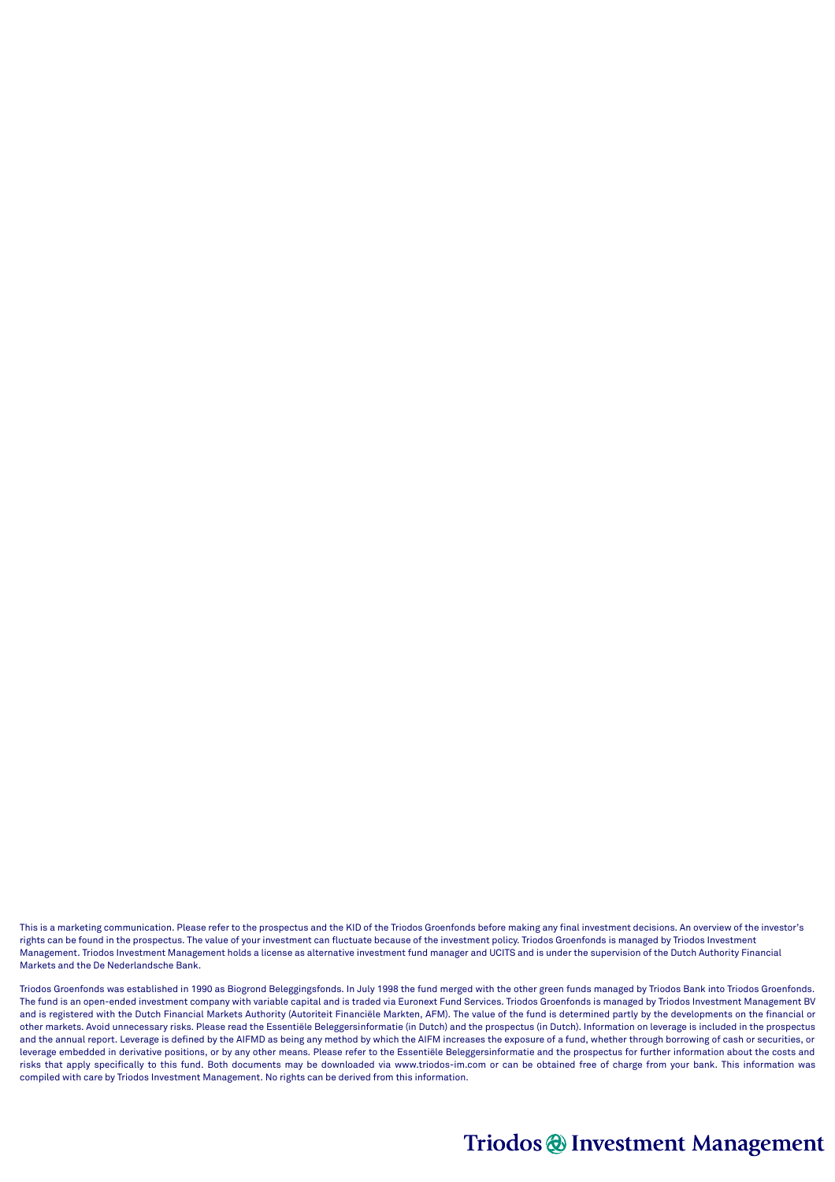This is a marketing communication. Please refer to the prospectus and the KID of the Triodos Groenfonds before making any final investment decisions. An overview of the investor's rights can be found in the prospectus. The value of your investment can fluctuate because of the investment policy. Triodos Groenfonds is managed by Triodos Investment Management. Triodos Investment Management holds a license as alternative investment fund manager and UCITS and is under the supervision of the Dutch Authority Financial Markets and the De Nederlandsche Bank.

Triodos Groenfonds was established in 1990 as Biogrond Beleggingsfonds. In July 1998 the fund merged with the other green funds managed by Triodos Bank into Triodos Groenfonds. The fund is an open-ended investment company with variable capital and is traded via Euronext Fund Services. Triodos Groenfonds is managed by Triodos Investment Management BV and is registered with the Dutch Financial Markets Authority (Autoriteit Financiële Markten, AFM). The value of the fund is determined partly by the developments on the financial or other markets. Avoid unnecessary risks. Please read the Essentiële Beleggersinformatie (in Dutch) and the prospectus (in Dutch). Information on leverage is included in the prospectus and the annual report. Leverage is defined by the AIFMD as being any method by which the AIFM increases the exposure of a fund, whether through borrowing of cash or securities, or leverage embedded in derivative positions, or by any other means. Please refer to the Essentiële Beleggersinformatie and the prospectus for further information about the costs and risks that apply specifically to this fund. Both documents may be downloaded via www.triodos-im.com or can be obtained free of charge from your bank. This information was compiled with care by Triodos Investment Management. No rights can be derived from this information.

Triodos Investment Management